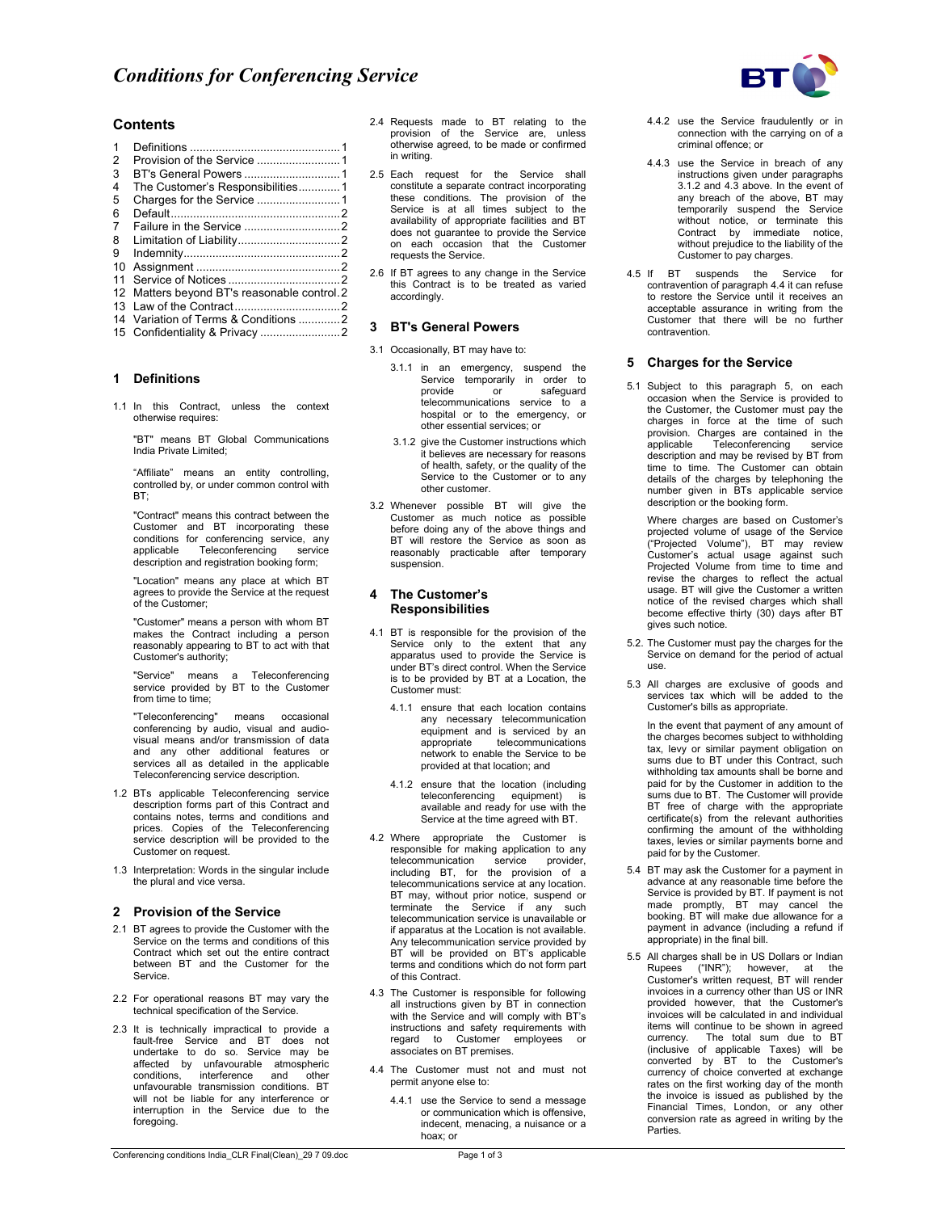# *Conditions for Conferencing Service*

## Contents

1 Definitions ............................................. 1
2 Provision of the Service .......................... 1
3 BT's General Powers .............................. 1
4 The Customer's Responsibilities............. 1
5 Charges for the Service .......................... 1
6 Default.................................................... 2
7 Failure in the Service .............................. 2
8 Limitation of Liability................................ 2
9 Indemnity................................................. 2
10 Assignment ............................................. 2
11 Service of Notices ................................... 2
12 Matters beyond BT's reasonable control. 2
13 Law of the Contract ................................. 2
14 Variation of Terms & Conditions ............. 2
15 Confidentiality & Privacy ......................... 2

## 1 Definitions

1.1 In this Contract, unless the context otherwise requires:

"BT" means BT Global Communications India Private Limited;

"Affiliate" means an entity controlling, controlled by, or under common control with BT;

"Contract" means this contract between the Customer and BT incorporating these conditions for conferencing service, any applicable Teleconferencing service description and registration booking form;

"Location" means any place at which BT agrees to provide the Service at the request of the Customer;

"Customer" means a person with whom BT makes the Contract including a person reasonably appearing to BT to act with that Customer's authority;

"Service" means a Teleconferencing service provided by BT to the Customer from time to time;

"Teleconferencing" means occasional conferencing by audio, visual and audio-visual means and/or transmission of data and any other additional features or services all as detailed in the applicable Teleconferencing service description.

1.2 BTs applicable Teleconferencing service description forms part of this Contract and contains notes, terms and conditions and prices. Copies of the Teleconferencing service description will be provided to the Customer on request.

1.3 Interpretation: Words in the singular include the plural and vice versa.

## 2 Provision of the Service

2.1 BT agrees to provide the Customer with the Service on the terms and conditions of this Contract which set out the entire contract between BT and the Customer for the Service.

2.2 For operational reasons BT may vary the technical specification of the Service.

2.3 It is technically impractical to provide a fault-free Service and BT does not undertake to do so. Service may be affected by unfavourable atmospheric conditions, interference and other unfavourable transmission conditions. BT will not be liable for any interference or interruption in the Service due to the foregoing.

2.4 Requests made to BT relating to the provision of the Service are, unless otherwise agreed, to be made or confirmed in writing.

2.5 Each request for the Service shall constitute a separate contract incorporating these conditions. The provision of the Service is at all times subject to the availability of appropriate facilities and BT does not guarantee to provide the Service on each occasion that the Customer requests the Service.

2.6 If BT agrees to any change in the Service this Contract is to be treated as varied accordingly.

## 3 BT's General Powers

3.1 Occasionally, BT may have to:

3.1.1 in an emergency, suspend the Service temporarily in order to provide or safeguard telecommunications service to a hospital or to the emergency, or other essential services; or

3.1.2 give the Customer instructions which it believes are necessary for reasons of health, safety, or the quality of the Service to the Customer or to any other customer.

3.2 Whenever possible BT will give the Customer as much notice as possible before doing any of the above things and BT will restore the Service as soon as reasonably practicable after temporary suspension.

## 4 The Customer's Responsibilities

4.1 BT is responsible for the provision of the Service only to the extent that any apparatus used to provide the Service is under BT's direct control. When the Service is to be provided by BT at a Location, the Customer must:

4.1.1 ensure that each location contains any necessary telecommunication equipment and is serviced by an appropriate telecommunications network to enable the Service to be provided at that location; and

4.1.2 ensure that the location (including teleconferencing equipment) is available and ready for use with the Service at the time agreed with BT.

4.2 Where appropriate the Customer is responsible for making application to any telecommunication service provider, including BT, for the provision of a telecommunications service at any location. BT may, without prior notice, suspend or terminate the Service if any such telecommunication service is unavailable or if apparatus at the Location is not available. Any telecommunication service provided by BT will be provided on BT's applicable terms and conditions which do not form part of this Contract.

4.3 The Customer is responsible for following all instructions given by BT in connection with the Service and will comply with BT's instructions and safety requirements with regard to Customer employees or associates on BT premises.

4.4 The Customer must not and must not permit anyone else to:

4.4.1 use the Service to send a message or communication which is offensive, indecent, menacing, a nuisance or a hoax; or

4.4.2 use the Service fraudulently or in connection with the carrying on of a criminal offence; or

4.4.3 use the Service in breach of any instructions given under paragraphs 3.1.2 and 4.3 above. In the event of any breach of the above, BT may temporarily suspend the Service without notice, or terminate this Contract by immediate notice, without prejudice to the liability of the Customer to pay charges.

4.5 If BT suspends the Service for contravention of paragraph 4.4 it can refuse to restore the Service until it receives an acceptable assurance in writing from the Customer that there will be no further contravention.

## 5 Charges for the Service

5.1 Subject to this paragraph 5, on each occasion when the Service is provided to the Customer, the Customer must pay the charges in force at the time of such provision. Charges are contained in the applicable Teleconferencing service description and may be revised by BT from time to time. The Customer can obtain details of the charges by telephoning the number given in BTs applicable service description or the booking form.

Where charges are based on Customer's projected volume of usage of the Service ("Projected Volume"), BT may review Customer's actual usage against such Projected Volume from time to time and revise the charges to reflect the actual usage. BT will give the Customer a written notice of the revised charges which shall become effective thirty (30) days after BT gives such notice.

5.2. The Customer must pay the charges for the Service on demand for the period of actual use.

5.3 All charges are exclusive of goods and services tax which will be added to the Customer's bills as appropriate.

In the event that payment of any amount of the charges becomes subject to withholding tax, levy or similar payment obligation on sums due to BT under this Contract, such withholding tax amounts shall be borne and paid for by the Customer in addition to the sums due to BT. The Customer will provide BT free of charge with the appropriate certificate(s) from the relevant authorities confirming the amount of the withholding taxes, levies or similar payments borne and paid for by the Customer.

5.4 BT may ask the Customer for a payment in advance at any reasonable time before the Service is provided by BT. If payment is not made promptly, BT may cancel the booking. BT will make due allowance for a payment in advance (including a refund if appropriate) in the final bill.

5.5 All charges shall be in US Dollars or Indian Rupees ("INR"); however, at the Customer's written request, BT will render invoices in a currency other than US or INR provided however, that the Customer's invoices will be calculated in and individual items will continue to be shown in agreed currency. The total sum due to BT (inclusive of applicable Taxes) will be converted by BT to the Customer's currency of choice converted at exchange rates on the first working day of the month the invoice is issued as published by the Financial Times, London, or any other conversion rate as agreed in writing by the Parties.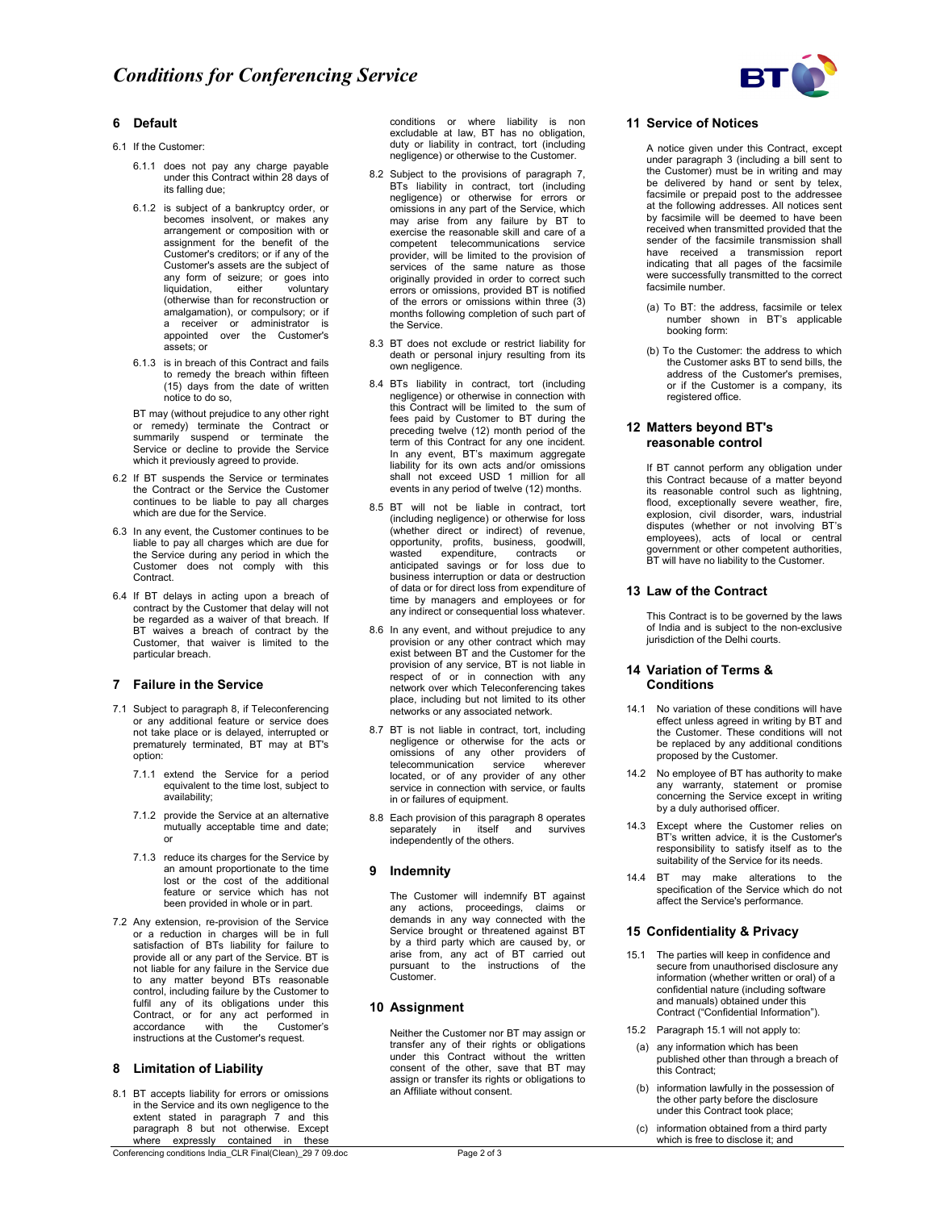## 6 Default

6.1 If the Customer:

6.1.1 does not pay any charge payable under this Contract within 28 days of its falling due;

6.1.2 is subject of a bankruptcy order, or becomes insolvent, or makes any arrangement or composition with or assignment for the benefit of the Customer's creditors; or if any of the Customer's assets are the subject of any form of seizure; or goes into liquidation, either voluntary (otherwise than for reconstruction or amalgamation), or compulsory; or if a receiver or administrator is appointed over the Customer's assets; or

6.1.3 is in breach of this Contract and fails to remedy the breach within fifteen (15) days from the date of written notice to do so,

BT may (without prejudice to any other right or remedy) terminate the Contract or summarily suspend or terminate the Service or decline to provide the Service which it previously agreed to provide.

6.2 If BT suspends the Service or terminates the Contract or the Service the Customer continues to be liable to pay all charges which are due for the Service.

6.3 In any event, the Customer continues to be liable to pay all charges which are due for the Service during any period in which the Customer does not comply with this Contract.

6.4 If BT delays in acting upon a breach of contract by the Customer that delay will not be regarded as a waiver of that breach. If BT waives a breach of contract by the Customer, that waiver is limited to the particular breach.

## 7 Failure in the Service

7.1 Subject to paragraph 8, if Teleconferencing or any additional feature or service does not take place or is delayed, interrupted or prematurely terminated, BT may at BT's option:

7.1.1 extend the Service for a period equivalent to the time lost, subject to availability;

7.1.2 provide the Service at an alternative mutually acceptable time and date; or

7.1.3 reduce its charges for the Service by an amount proportionate to the time lost or the cost of the additional feature or service which has not been provided in whole or in part.

7.2 Any extension, re-provision of the Service or a reduction in charges will be in full satisfaction of BTs liability for failure to provide all or any part of the Service. BT is not liable for any failure in the Service due to any matter beyond BTs reasonable control, including failure by the Customer to fulfil any of its obligations under this Contract, or for any act performed in accordance with the Customer's instructions at the Customer's request.

## 8 Limitation of Liability

8.1 BT accepts liability for errors or omissions in the Service and its own negligence to the extent stated in paragraph 7 and this paragraph 8 but not otherwise. Except where expressly contained in these conditions or where liability is non excludable at law, BT has no obligation, duty or liability in contract, tort (including negligence) or otherwise to the Customer.

8.2 Subject to the provisions of paragraph 7, BTs liability in contract, tort (including negligence) or otherwise for errors or omissions in any part of the Service, which may arise from any failure by BT to exercise the reasonable skill and care of a competent telecommunications service provider, will be limited to the provision of services of the same nature as those originally provided in order to correct such errors or omissions, provided BT is notified of the errors or omissions within three (3) months following completion of such part of the Service.

8.3 BT does not exclude or restrict liability for death or personal injury resulting from its own negligence.

8.4 BTs liability in contract, tort (including negligence) or otherwise in connection with this Contract will be limited to the sum of fees paid by Customer to BT during the preceding twelve (12) month period of the term of this Contract for any one incident. In any event, BT's maximum aggregate liability for its own acts and/or omissions shall not exceed USD 1 million for all events in any period of twelve (12) months.

8.5 BT will not be liable in contract, tort (including negligence) or otherwise for loss (whether direct or indirect) of revenue, opportunity, profits, business, goodwill, wasted expenditure, contracts or anticipated savings or for loss due to business interruption or data or destruction of data or for direct loss from expenditure of time by managers and employees or for any indirect or consequential loss whatever.

8.6 In any event, and without prejudice to any provision or any other contract which may exist between BT and the Customer for the provision of any service, BT is not liable in respect of or in connection with any network over which Teleconferencing takes place, including but not limited to its other networks or any associated network.

8.7 BT is not liable in contract, tort, including negligence or otherwise for the acts or omissions of any other providers of telecommunication service wherever located, or of any provider of any other service in connection with service, or faults in or failures of equipment.

8.8 Each provision of this paragraph 8 operates separately in itself and survives independently of the others.

## 9 Indemnity

The Customer will indemnify BT against any actions, proceedings, claims or demands in any way connected with the Service brought or threatened against BT by a third party which are caused by, or arise from, any act of BT carried out pursuant to the instructions of the Customer.

## 10 Assignment

Neither the Customer nor BT may assign or transfer any of their rights or obligations under this Contract without the written consent of the other, save that BT may assign or transfer its rights or obligations to an Affiliate without consent.

## 11 Service of Notices

A notice given under this Contract, except under paragraph 3 (including a bill sent to the Customer) must be in writing and may be delivered by hand or sent by telex, facsimile or prepaid post to the addressee at the following addresses. All notices sent by facsimile will be deemed to have been received when transmitted provided that the sender of the facsimile transmission shall have received a transmission report indicating that all pages of the facsimile were successfully transmitted to the correct facsimile number.

(a) To BT: the address, facsimile or telex number shown in BT's applicable booking form:

(b) To the Customer: the address to which the Customer asks BT to send bills, the address of the Customer's premises, or if the Customer is a company, its registered office.

## 12 Matters beyond BT's reasonable control

If BT cannot perform any obligation under this Contract because of a matter beyond its reasonable control such as lightning, flood, exceptionally severe weather, fire, explosion, civil disorder, wars, industrial disputes (whether or not involving BT's employees), acts of local or central government or other competent authorities, BT will have no liability to the Customer.

## 13 Law of the Contract

This Contract is to be governed by the laws of India and is subject to the non-exclusive jurisdiction of the Delhi courts.

## 14 Variation of Terms & Conditions

14.1 No variation of these conditions will have effect unless agreed in writing by BT and the Customer. These conditions will not be replaced by any additional conditions proposed by the Customer.

14.2 No employee of BT has authority to make any warranty, statement or promise concerning the Service except in writing by a duly authorised officer.

14.3 Except where the Customer relies on BT's written advice, it is the Customer's responsibility to satisfy itself as to the suitability of the Service for its needs.

14.4 BT may make alterations to the specification of the Service which do not affect the Service's performance.

## 15 Confidentiality & Privacy

15.1 The parties will keep in confidence and secure from unauthorised disclosure any information (whether written or oral) of a confidential nature (including software and manuals) obtained under this Contract ("Confidential Information").

15.2 Paragraph 15.1 will not apply to:

(a) any information which has been published other than through a breach of this Contract;

(b) information lawfully in the possession of the other party before the disclosure under this Contract took place;

(c) information obtained from a third party which is free to disclose it; and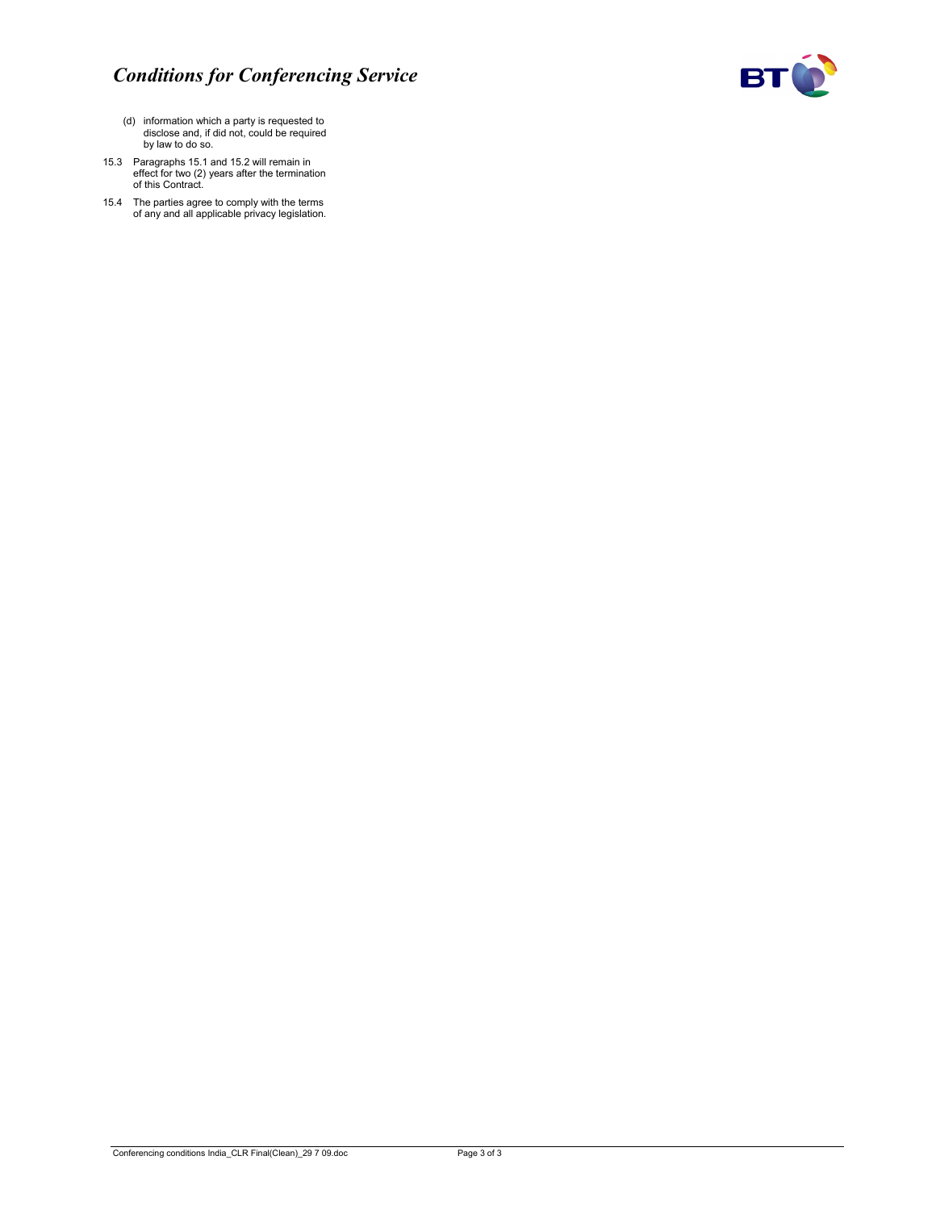(d) information which a party is requested to disclose and, if did not, could be required by law to do so.

15.3 Paragraphs 15.1 and 15.2 will remain in effect for two (2) years after the termination of this Contract.

15.4 The parties agree to comply with the terms of any and all applicable privacy legislation.